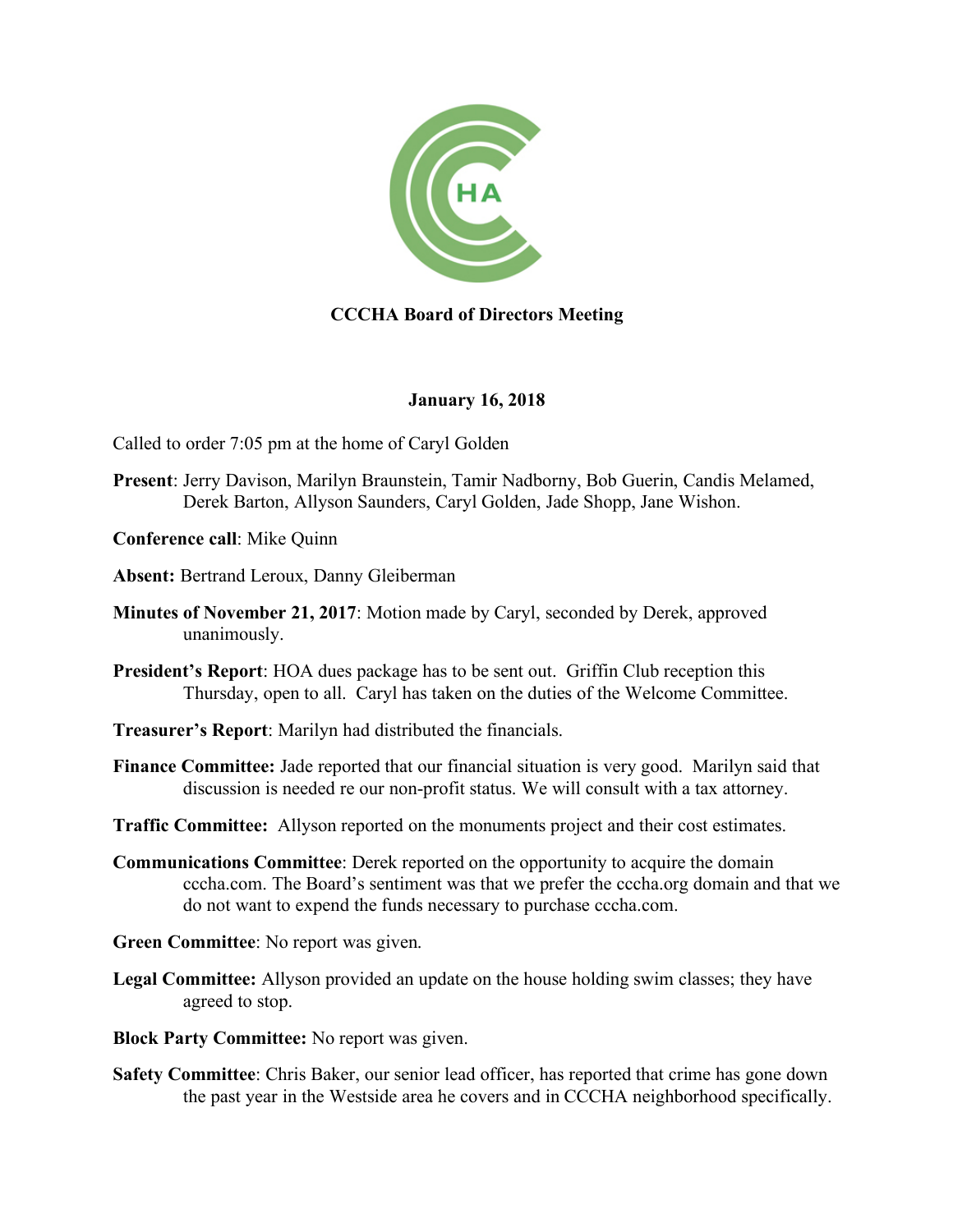HA

**CCCHA Board of Directors Meeting**

**January 16, 2018**

Called to order 7:05 pm at the home of Caryl Golden

**Present**: Jerry Davison, Marilyn Braunstein, Tamir Nadborny, Bob Guerin, Candis Melamed, Derek Barton, Allyson Saunders, Caryl Golden, Jade Shopp, Jane Wishon.

**Conference call**: Mike Quinn

**Absent:** Bertrand Leroux, Danny Gleiberman

**Minutes of November 21, 2017**: Motion made by Caryl, seconded by Derek, approved unanimously.

**President's Report**: HOA dues package has to be sent out. Griffin Club reception this Thursday, open to all. Caryl has taken on the duties of the Welcome Committee.

**Treasurer's Report**: Marilyn had distributed the financials.

**Finance Committee:** Jade reported that our financial situation is very good. Marilyn said that discussion is needed re our non-profit status. We will consult with a tax attorney.

**Traffic Committee:** Allyson reported on the monuments project and their cost estimates.

**Communications Committee**: Derek reported on the opportunity to acquire the domain cccha.com. The Board's sentiment was that we prefer the cccha.org domain and that we do not want to expend the funds necessary to purchase cccha.com.

**Green Committee**: No report was given.

**Legal Committee:** Allyson provided an update on the house holding swim classes; they have agreed to stop.

**Block Party Committee:** No report was given.

**Safety Committee**: Chris Baker, our senior lead officer, has reported that crime has gone down the past year in the Westside area he covers and in CCCHA neighborhood specifically.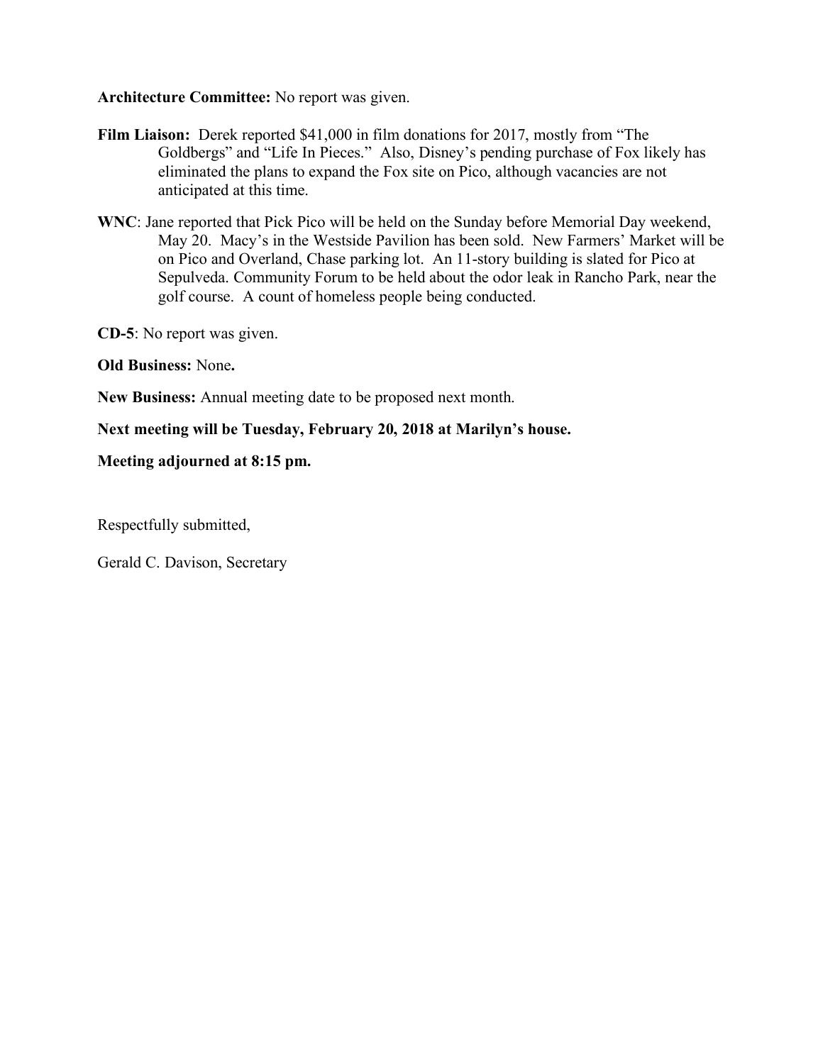**Architecture Committee:** No report was given.

**Film Liaison:** Derek reported $41,000 in film donations for 2017, mostly from "The Goldbergs" and "Life In Pieces." Also, Disney's pending purchase of Fox likely has eliminated the plans to expand the Fox site on Pico, although vacancies are not anticipated at this time.

**WNC**: Jane reported that Pick Pico will be held on the Sunday before Memorial Day weekend, May 20. Macy's in the Westside Pavilion has been sold. New Farmers' Market will be on Pico and Overland, Chase parking lot. An 11-story building is slated for Pico at Sepulveda. Community Forum to be held about the odor leak in Rancho Park, near the golf course. A count of homeless people being conducted.

**CD-5**: No report was given.

**Old Business:** None**.**

**New Business:** Annual meeting date to be proposed next month.

**Next meeting will be Tuesday, February 20, 2018 at Marilyn's house.**

**Meeting adjourned at 8:15 pm.**

Respectfully submitted,

Gerald C. Davison, Secretary